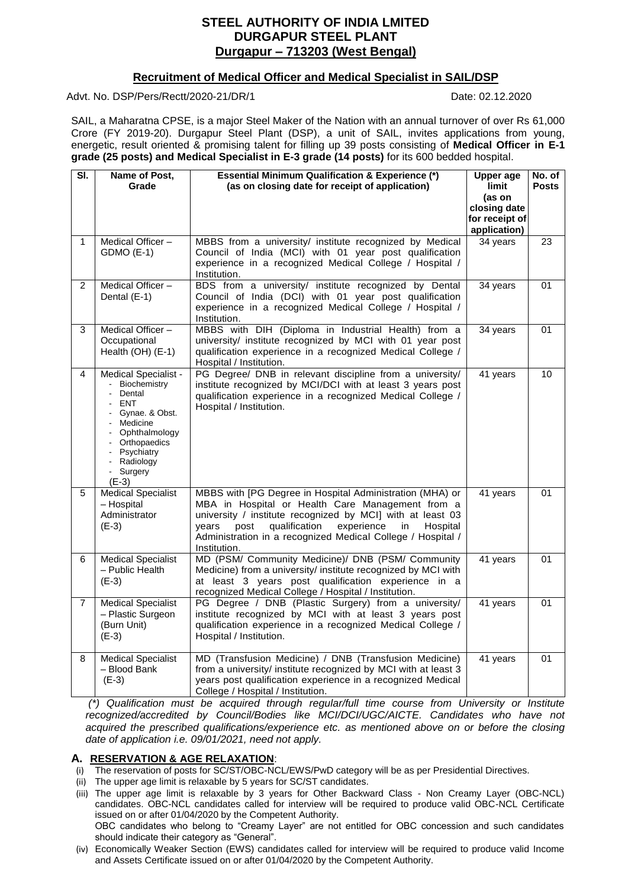# STEEL AUTHORITY OF INDIA LMITED
## DURGAPUR STEEL PLANT
## Durgapur – 713203 (West Bengal)

### Recruitment of Medical Officer and Medical Specialist in SAIL/DSP

Advt. No. DSP/Pers/Rectt/2020-21/DR/1 Date: 02.12.2020

SAIL, a Maharatna CPSE, is a major Steel Maker of the Nation with an annual turnover of over Rs 61,000 Crore (FY 2019-20). Durgapur Steel Plant (DSP), a unit of SAIL, invites applications from young, energetic, result oriented & promising talent for filling up 39 posts consisting of **Medical Officer in E-1 grade (25 posts) and Medical Specialist in E-3 grade (14 posts)** for its 600 bedded hospital.

| Sl. | Name of Post, Grade | Essential Minimum Qualification & Experience (*) (as on closing date for receipt of application) | Upper age limit (as on closing date for receipt of application) | No. of Posts |
|---|---|---|---|---|
| 1 | Medical Officer – GDMO (E-1) | MBBS from a university/ institute recognized by Medical Council of India (MCI) with 01 year post qualification experience in a recognized Medical College / Hospital / Institution. | 34 years | 23 |
| 2 | Medical Officer – Dental (E-1) | BDS from a university/ institute recognized by Dental Council of India (DCI) with 01 year post qualification experience in a recognized Medical College / Hospital / Institution. | 34 years | 01 |
| 3 | Medical Officer – Occupational Health (OH) (E-1) | MBBS with DIH (Diploma in Industrial Health) from a university/ institute recognized by MCI with 01 year post qualification experience in a recognized Medical College / Hospital / Institution. | 34 years | 01 |
| 4 | Medical Specialist - <br>- Biochemistry<br>- Dental<br>- ENT<br>- Gynae. & Obst.<br>- Medicine<br>- Ophthalmology<br>- Orthopaedics<br>- Psychiatry<br>- Radiology<br>- Surgery<br>(E-3) | PG Degree/ DNB in relevant discipline from a university/ institute recognized by MCI/DCI with at least 3 years post qualification experience in a recognized Medical College / Hospital / Institution. | 41 years | 10 |
| 5 | Medical Specialist – Hospital Administrator (E-3) | MBBS with [PG Degree in Hospital Administration (MHA) or MBA in Hospital or Health Care Management from a university / institute recognized by MCI] with at least 03 years post qualification experience in Hospital Administration in a recognized Medical College / Hospital / Institution. | 41 years | 01 |
| 6 | Medical Specialist – Public Health (E-3) | MD (PSM/ Community Medicine)/ DNB (PSM/ Community Medicine) from a university/ institute recognized by MCI with at least 3 years post qualification experience in a recognized Medical College / Hospital / Institution. | 41 years | 01 |
| 7 | Medical Specialist – Plastic Surgeon (Burn Unit) (E-3) | PG Degree / DNB (Plastic Surgery) from a university/ institute recognized by MCI with at least 3 years post qualification experience in a recognized Medical College / Hospital / Institution. | 41 years | 01 |
| 8 | Medical Specialist – Blood Bank (E-3) | MD (Transfusion Medicine) / DNB (Transfusion Medicine) from a university/ institute recognized by MCI with at least 3 years post qualification experience in a recognized Medical College / Hospital / Institution. | 41 years | 01 |

*(\*) Qualification must be acquired through regular/full time course from University or Institute recognized/accredited by Council/Bodies like MCI/DCI/UGC/AICTE. Candidates who have not acquired the prescribed qualifications/experience etc. as mentioned above on or before the closing date of application i.e. 09/01/2021, need not apply.*

## A. RESERVATION & AGE RELAXATION:

(i) The reservation of posts for SC/ST/OBC-NCL/EWS/PwD category will be as per Presidential Directives.

(ii) The upper age limit is relaxable by 5 years for SC/ST candidates.

(iii) The upper age limit is relaxable by 3 years for Other Backward Class - Non Creamy Layer (OBC-NCL) candidates. OBC-NCL candidates called for interview will be required to produce valid OBC-NCL Certificate issued on or after 01/04/2020 by the Competent Authority.
OBC candidates who belong to "Creamy Layer" are not entitled for OBC concession and such candidates should indicate their category as "General".

(iv) Economically Weaker Section (EWS) candidates called for interview will be required to produce valid Income and Assets Certificate issued on or after 01/04/2020 by the Competent Authority.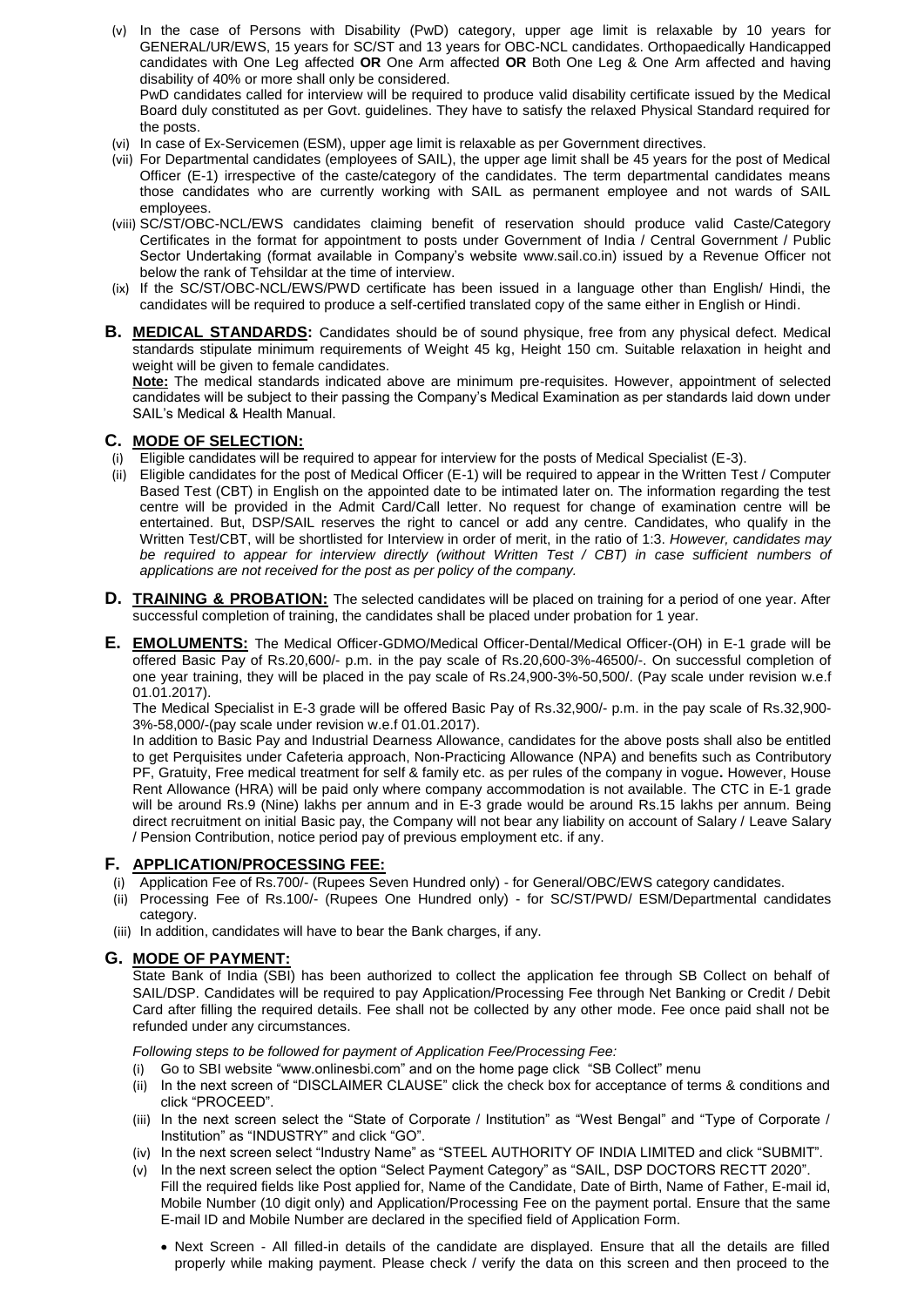(v) In the case of Persons with Disability (PwD) category, upper age limit is relaxable by 10 years for GENERAL/UR/EWS, 15 years for SC/ST and 13 years for OBC-NCL candidates. Orthopaedically Handicapped candidates with One Leg affected **OR** One Arm affected **OR** Both One Leg & One Arm affected and having disability of 40% or more shall only be considered.
PwD candidates called for interview will be required to produce valid disability certificate issued by the Medical Board duly constituted as per Govt. guidelines. They have to satisfy the relaxed Physical Standard required for the posts.

(vi) In case of Ex-Servicemen (ESM), upper age limit is relaxable as per Government directives.

(vii) For Departmental candidates (employees of SAIL), the upper age limit shall be 45 years for the post of Medical Officer (E-1) irrespective of the caste/category of the candidates. The term departmental candidates means those candidates who are currently working with SAIL as permanent employee and not wards of SAIL employees.

(viii) SC/ST/OBC-NCL/EWS candidates claiming benefit of reservation should produce valid Caste/Category Certificates in the format for appointment to posts under Government of India / Central Government / Public Sector Undertaking (format available in Company's website www.sail.co.in) issued by a Revenue Officer not below the rank of Tehsildar at the time of interview.

(ix) If the SC/ST/OBC-NCL/EWS/PWD certificate has been issued in a language other than English/ Hindi, the candidates will be required to produce a self-certified translated copy of the same either in English or Hindi.

## B. MEDICAL STANDARDS:

Candidates should be of sound physique, free from any physical defect. Medical standards stipulate minimum requirements of Weight 45 kg, Height 150 cm. Suitable relaxation in height and weight will be given to female candidates.

**Note:** The medical standards indicated above are minimum pre-requisites. However, appointment of selected candidates will be subject to their passing the Company's Medical Examination as per standards laid down under SAIL's Medical & Health Manual.

## C. MODE OF SELECTION:

(i) Eligible candidates will be required to appear for interview for the posts of Medical Specialist (E-3).

(ii) Eligible candidates for the post of Medical Officer (E-1) will be required to appear in the Written Test / Computer Based Test (CBT) in English on the appointed date to be intimated later on. The information regarding the test centre will be provided in the Admit Card/Call letter. No request for change of examination centre will be entertained. But, DSP/SAIL reserves the right to cancel or add any centre. Candidates, who qualify in the Written Test/CBT, will be shortlisted for Interview in order of merit, in the ratio of 1:3. *However, candidates may be required to appear for interview directly (without Written Test / CBT) in case sufficient numbers of applications are not received for the post as per policy of the company.*

## D. TRAINING & PROBATION:

The selected candidates will be placed on training for a period of one year. After successful completion of training, the candidates shall be placed under probation for 1 year.

## E. EMOLUMENTS:

The Medical Officer-GDMO/Medical Officer-Dental/Medical Officer-(OH) in E-1 grade will be offered Basic Pay of Rs.20,600/- p.m. in the pay scale of Rs.20,600-3%-46500/-. On successful completion of one year training, they will be placed in the pay scale of Rs.24,900-3%-50,500/. (Pay scale under revision w.e.f 01.01.2017).

The Medical Specialist in E-3 grade will be offered Basic Pay of Rs.32,900/- p.m. in the pay scale of Rs.32,900-3%-58,000/-(pay scale under revision w.e.f 01.01.2017).

In addition to Basic Pay and Industrial Dearness Allowance, candidates for the above posts shall also be entitled to get Perquisites under Cafeteria approach, Non-Practicing Allowance (NPA) and benefits such as Contributory PF, Gratuity, Free medical treatment for self & family etc. as per rules of the company in vogue**.** However, House Rent Allowance (HRA) will be paid only where company accommodation is not available. The CTC in E-1 grade will be around Rs.9 (Nine) lakhs per annum and in E-3 grade would be around Rs.15 lakhs per annum. Being direct recruitment on initial Basic pay, the Company will not bear any liability on account of Salary / Leave Salary / Pension Contribution, notice period pay of previous employment etc. if any.

## F. APPLICATION/PROCESSING FEE:

(i) Application Fee of Rs.700/- (Rupees Seven Hundred only) - for General/OBC/EWS category candidates.

(ii) Processing Fee of Rs.100/- (Rupees One Hundred only) - for SC/ST/PWD/ ESM/Departmental candidates category.

(iii) In addition, candidates will have to bear the Bank charges, if any.

## G. MODE OF PAYMENT:

State Bank of India (SBI) has been authorized to collect the application fee through SB Collect on behalf of SAIL/DSP. Candidates will be required to pay Application/Processing Fee through Net Banking or Credit / Debit Card after filling the required details. Fee shall not be collected by any other mode. Fee once paid shall not be refunded under any circumstances.

*Following steps to be followed for payment of Application Fee/Processing Fee:*

(i) Go to SBI website "www.onlinesbi.com" and on the home page click "SB Collect" menu

(ii) In the next screen of "DISCLAIMER CLAUSE" click the check box for acceptance of terms & conditions and click "PROCEED".

(iii) In the next screen select the "State of Corporate / Institution" as "West Bengal" and "Type of Corporate / Institution" as "INDUSTRY" and click "GO".

(iv) In the next screen select "Industry Name" as "STEEL AUTHORITY OF INDIA LIMITED and click "SUBMIT".

(v) In the next screen select the option "Select Payment Category" as "SAIL, DSP DOCTORS RECTT 2020".
Fill the required fields like Post applied for, Name of the Candidate, Date of Birth, Name of Father, E-mail id, Mobile Number (10 digit only) and Application/Processing Fee on the payment portal. Ensure that the same E-mail ID and Mobile Number are declared in the specified field of Application Form.

- Next Screen - All filled-in details of the candidate are displayed. Ensure that all the details are filled properly while making payment. Please check / verify the data on this screen and then proceed to the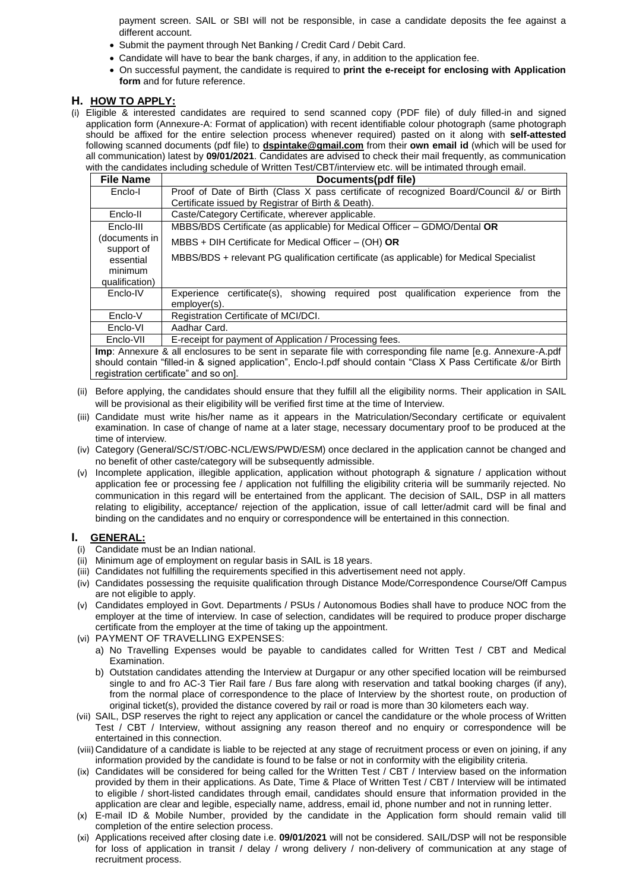payment screen. SAIL or SBI will not be responsible, in case a candidate deposits the fee against a different account.

- Submit the payment through Net Banking / Credit Card / Debit Card.
- Candidate will have to bear the bank charges, if any, in addition to the application fee.
- On successful payment, the candidate is required to **print the e-receipt for enclosing with Application form** and for future reference.

## H. HOW TO APPLY:

(i) Eligible & interested candidates are required to send scanned copy (PDF file) of duly filled-in and signed application form (Annexure-A: Format of application) with recent identifiable colour photograph (same photograph should be affixed for the entire selection process whenever required) pasted on it along with **self-attested** following scanned documents (pdf file) to **dspintake@gmail.com** from their **own email id** (which will be used for all communication) latest by **09/01/2021**. Candidates are advised to check their mail frequently, as communication with the candidates including schedule of Written Test/CBT/interview etc. will be intimated through email.

| File Name | Documents(pdf file) |
|---|---|
| Enclo-I | Proof of Date of Birth (Class X pass certificate of recognized Board/Council &/ or Birth Certificate issued by Registrar of Birth & Death). |
| Enclo-II | Caste/Category Certificate, wherever applicable. |
| Enclo-III (documents in support of essential minimum qualification) | MBBS/BDS Certificate (as applicable) for Medical Officer – GDMO/Dental **OR** MBBS + DIH Certificate for Medical Officer – (OH) **OR** MBBS/BDS + relevant PG qualification certificate (as applicable) for Medical Specialist |
| Enclo-IV | Experience certificate(s), showing required post qualification experience from the employer(s). |
| Enclo-V | Registration Certificate of MCI/DCI. |
| Enclo-VI | Aadhar Card. |
| Enclo-VII | E-receipt for payment of Application / Processing fees. |
| **Imp**: Annexure & all enclosures to be sent in separate file with corresponding file name [e.g. Annexure-A.pdf should contain "filled-in & signed application", Enclo-I.pdf should contain "Class X Pass Certificate &/or Birth registration certificate" and so on]. | |

(ii) Before applying, the candidates should ensure that they fulfill all the eligibility norms. Their application in SAIL will be provisional as their eligibility will be verified first time at the time of Interview.

(iii) Candidate must write his/her name as it appears in the Matriculation/Secondary certificate or equivalent examination. In case of change of name at a later stage, necessary documentary proof to be produced at the time of interview.

(iv) Category (General/SC/ST/OBC-NCL/EWS/PWD/ESM) once declared in the application cannot be changed and no benefit of other caste/category will be subsequently admissible.

(v) Incomplete application, illegible application, application without photograph & signature / application without application fee or processing fee / application not fulfilling the eligibility criteria will be summarily rejected. No communication in this regard will be entertained from the applicant. The decision of SAIL, DSP in all matters relating to eligibility, acceptance/ rejection of the application, issue of call letter/admit card will be final and binding on the candidates and no enquiry or correspondence will be entertained in this connection.

## I. GENERAL:

(i) Candidate must be an Indian national.

(ii) Minimum age of employment on regular basis in SAIL is 18 years.

(iii) Candidates not fulfilling the requirements specified in this advertisement need not apply.

(iv) Candidates possessing the requisite qualification through Distance Mode/Correspondence Course/Off Campus are not eligible to apply.

(v) Candidates employed in Govt. Departments / PSUs / Autonomous Bodies shall have to produce NOC from the employer at the time of interview. In case of selection, candidates will be required to produce proper discharge certificate from the employer at the time of taking up the appointment.

(vi) PAYMENT OF TRAVELLING EXPENSES:

a) No Travelling Expenses would be payable to candidates called for Written Test / CBT and Medical Examination.

b) Outstation candidates attending the Interview at Durgapur or any other specified location will be reimbursed single to and fro AC-3 Tier Rail fare / Bus fare along with reservation and tatkal booking charges (if any), from the normal place of correspondence to the place of Interview by the shortest route, on production of original ticket(s), provided the distance covered by rail or road is more than 30 kilometers each way.

(vii) SAIL, DSP reserves the right to reject any application or cancel the candidature or the whole process of Written Test / CBT / Interview, without assigning any reason thereof and no enquiry or correspondence will be entertained in this connection.

(viii) Candidature of a candidate is liable to be rejected at any stage of recruitment process or even on joining, if any information provided by the candidate is found to be false or not in conformity with the eligibility criteria.

(ix) Candidates will be considered for being called for the Written Test / CBT / Interview based on the information provided by them in their applications. As Date, Time & Place of Written Test / CBT / Interview will be intimated to eligible / short-listed candidates through email, candidates should ensure that information provided in the application are clear and legible, especially name, address, email id, phone number and not in running letter.

(x) E-mail ID & Mobile Number, provided by the candidate in the Application form should remain valid till completion of the entire selection process.

(xi) Applications received after closing date i.e. **09/01/2021** will not be considered. SAIL/DSP will not be responsible for loss of application in transit / delay / wrong delivery / non-delivery of communication at any stage of recruitment process.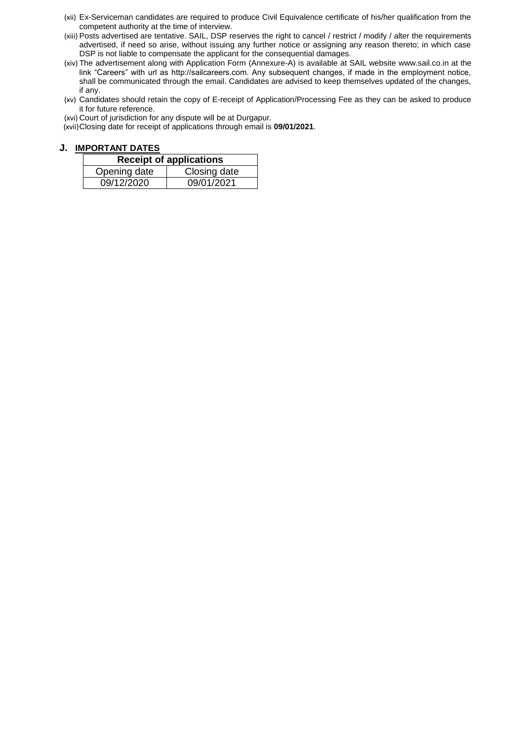(xii) Ex-Serviceman candidates are required to produce Civil Equivalence certificate of his/her qualification from the competent authority at the time of interview.

(xiii) Posts advertised are tentative. SAIL, DSP reserves the right to cancel / restrict / modify / alter the requirements advertised, if need so arise, without issuing any further notice or assigning any reason thereto; in which case DSP is not liable to compensate the applicant for the consequential damages.

(xiv) The advertisement along with Application Form (Annexure-A) is available at SAIL website www.sail.co.in at the link "Careers" with url as http://sailcareers.com. Any subsequent changes, if made in the employment notice, shall be communicated through the email. Candidates are advised to keep themselves updated of the changes, if any.

(xv) Candidates should retain the copy of E-receipt of Application/Processing Fee as they can be asked to produce it for future reference.

(xvi) Court of jurisdiction for any dispute will be at Durgapur.

(xvii) Closing date for receipt of applications through email is **09/01/2021**.

## J. IMPORTANT DATES

| **Receipt of applications** | |
|---|---|
| Opening date | Closing date |
| 09/12/2020 | 09/01/2021 |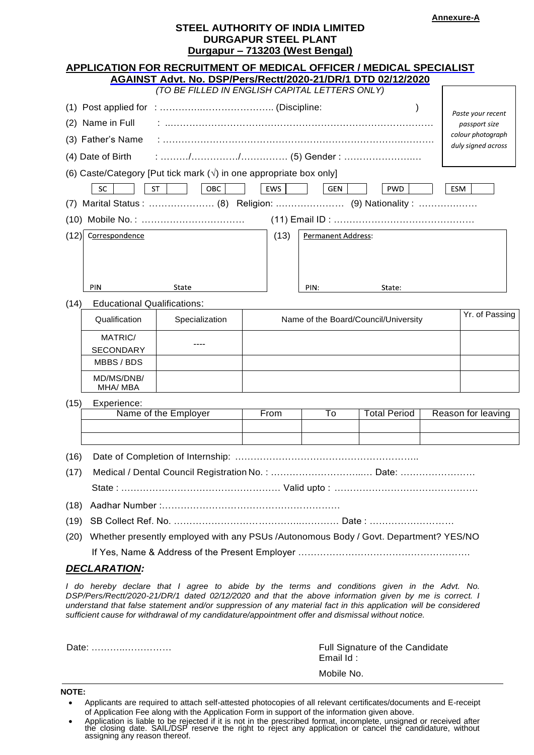**Annexure-A**

**STEEL AUTHORITY OF INDIA LIMITED**
**DURGAPUR STEEL PLANT**
**Durgapur – 713203 (West Bengal)**

## APPLICATION FOR RECRUITMENT OF MEDICAL OFFICER / MEDICAL SPECIALIST AGAINST Advt. No. DSP/Pers/Rectt/2020-21/DR/1 DTD 02/12/2020

*(TO BE FILLED IN ENGLISH CAPITAL LETTERS ONLY)*

*Paste your recent passport size colour photograph duly signed across*

(1) Post applied for : …………..……………………. (Discipline: )

(2) Name in Full : ..…………………………………………………………………………

(3) Father's Name : …………………………………………………………………………

(4) Date of Birth : ………/……………/…………… (5) Gender : ……………………..

(6) Caste/Category [Put tick mark (√) in one appropriate box only]

SC ☐ ST ☐ OBC ☐ EWS ☐ GEN ☐ PWD ☐ ESM ☐

(7) Marital Status : ………………… (8) Religion: ………………… (9) Nationality : ………………

(10) Mobile No. : …………………………… (11) Email ID : ………………………………………

(12) Correspondence

PIN State

(13) Permanent Address:

PIN: State:

(14) Educational Qualifications:

| Qualification | Specialization | Name of the Board/Council/University | Yr. of Passing |
|---|---|---|---|
| MATRIC/ SECONDARY | ---- | | |
| MBBS / BDS | | | |
| MD/MS/DNB/ MHA/ MBA | | | |

(15) Experience:

| Name of the Employer | From | To | Total Period | Reason for leaving |
|---|---|---|---|---|
| | | | | |
| | | | | |

(16) Date of Completion of Internship: …………………………………………………..

(17) Medical / Dental Council Registration No. : …………………………..… Date: ……………………

State : …………………………………………… Valid upto : ……………………………………….

(18) Aadhar Number :…………………………………………………

(19) SB Collect Ref. No. ……………………………………..………… Date : ………………………

(20) Whether presently employed with any PSUs /Autonomous Body / Govt. Department? YES/NO

If Yes, Name & Address of the Present Employer ………………………………………………

### *DECLARATION:*

*I do hereby declare that I agree to abide by the terms and conditions given in the Advt. No. DSP/Pers/Rectt/2020-21/DR/1 dated 02/12/2020 and that the above information given by me is correct. I understand that false statement and/or suppression of any material fact in this application will be considered sufficient cause for withdrawal of my candidature/appointment offer and dismissal without notice.*

Date: ………..……………

Full Signature of the Candidate
Email Id :
Mobile No.

**NOTE:**

- Applicants are required to attach self-attested photocopies of all relevant certificates/documents and E-receipt of Application Fee along with the Application Form in support of the information given above.
- Application is liable to be rejected if it is not in the prescribed format, incomplete, unsigned or received after the closing date. SAIL/DSP reserve the right to reject any application or cancel the candidature, without assigning any reason thereof.